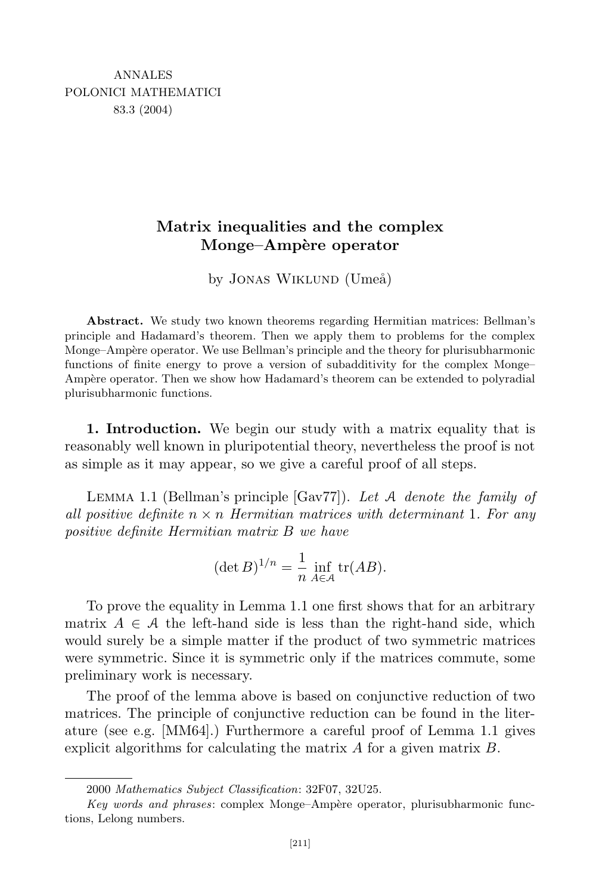# Matrix inequalities and the complex Monge–Ampère operator

by Jonas Wiklund (Umeå)

**Abstract.** We study two known theorems regarding Hermitian matrices: Bellman's principle and Hadamard's theorem. Then we apply them to problems for the complex Monge–Ampère operator. We use Bellman's principle and the theory for plurisubharmonic functions of finite energy to prove a version of subadditivity for the complex Monge–Ampère operator. Then we show how Hadamard's theorem can be extended to polyradial plurisubharmonic functions.

**1. Introduction.** We begin our study with a matrix equality that is reasonably well known in pluripotential theory, nevertheless the proof is not as simple as it may appear, so we give a careful proof of all steps.

Lemma 1.1 (Bellman's principle [Gav77]). *Let $\mathcal{A}$ denote the family of all positive definite $n \times n$ Hermitian matrices with determinant 1. For any positive definite Hermitian matrix $B$ we have*

$$(\det B)^{1/n} = \frac{1}{n} \inf_{A \in \mathcal{A}} \operatorname{tr}(AB).$$

To prove the equality in Lemma 1.1 one first shows that for an arbitrary matrix $A \in \mathcal{A}$ the left-hand side is less than the right-hand side, which would surely be a simple matter if the product of two symmetric matrices were symmetric. Since it is symmetric only if the matrices commute, some preliminary work is necessary.

The proof of the lemma above is based on conjunctive reduction of two matrices. The principle of conjunctive reduction can be found in the literature (see e.g. [MM64].) Furthermore a careful proof of Lemma 1.1 gives explicit algorithms for calculating the matrix $A$ for a given matrix $B$.

2000 *Mathematics Subject Classification*: 32F07, 32U25.

*Key words and phrases*: complex Monge–Ampère operator, plurisubharmonic functions, Lelong numbers.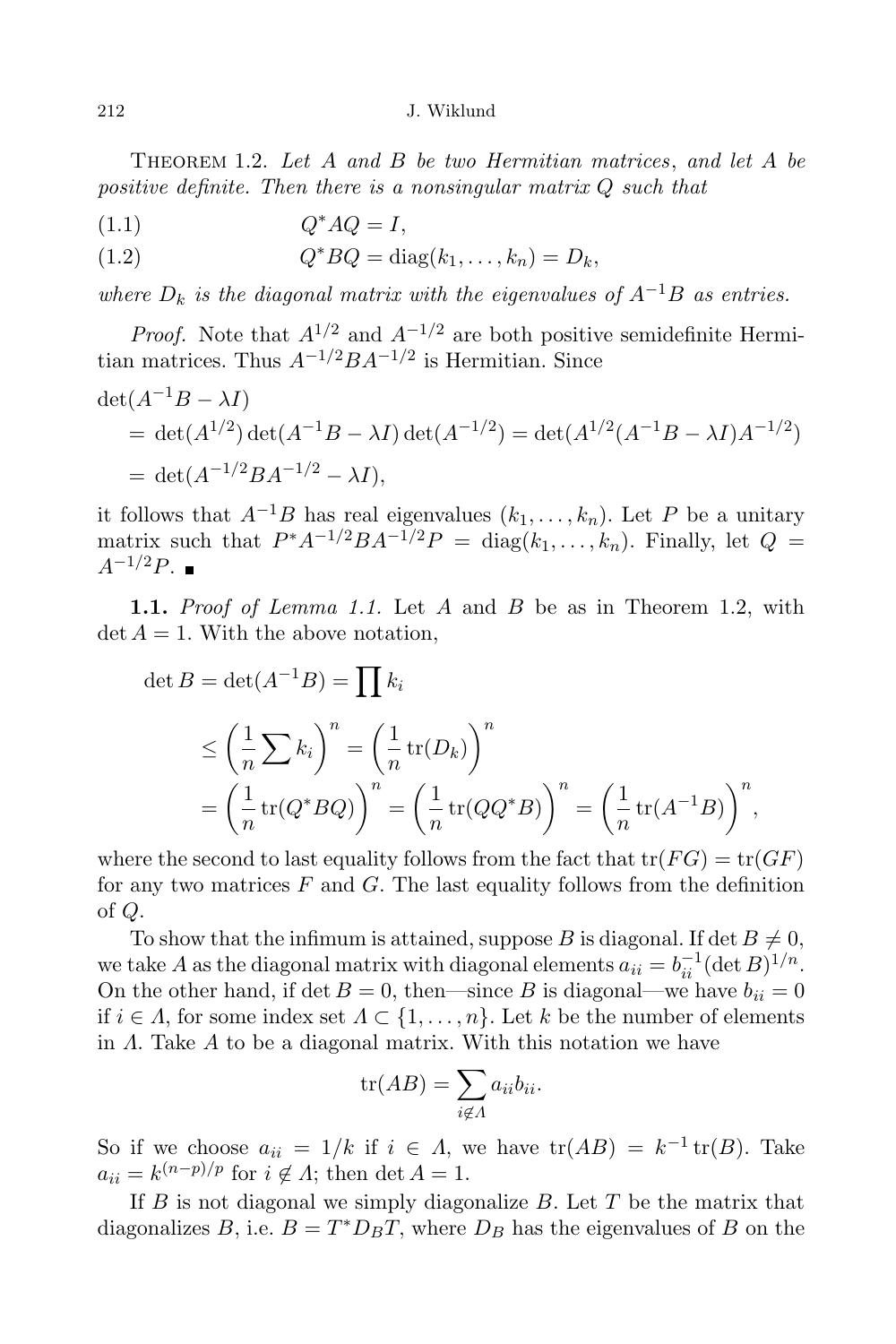Theorem 1.2. *Let $A$ and $B$ be two Hermitian matrices, and let $A$ be positive definite. Then there is a nonsingular matrix $Q$ such that*

$$Q^*AQ = I, \tag{1.1}$$

$$Q^*BQ = \operatorname{diag}(k_1, \ldots, k_n) = D_k, \tag{1.2}$$

*where $D_k$ is the diagonal matrix with the eigenvalues of $A^{-1}B$ as entries.*

*Proof.* Note that $A^{1/2}$ and $A^{-1/2}$ are both positive semidefinite Hermitian matrices. Thus $A^{-1/2}BA^{-1/2}$ is Hermitian. Since

$$\begin{aligned}
&\det(A^{-1}B - \lambda I) \\
&\quad = \det(A^{1/2})\det(A^{-1}B - \lambda I)\det(A^{-1/2}) = \det(A^{1/2}(A^{-1}B - \lambda I)A^{-1/2}) \\
&\quad = \det(A^{-1/2}BA^{-1/2} - \lambda I),
\end{aligned}$$

it follows that $A^{-1}B$ has real eigenvalues $(k_1, \ldots, k_n)$. Let $P$ be a unitary matrix such that $P^*A^{-1/2}BA^{-1/2}P = \operatorname{diag}(k_1, \ldots, k_n)$. Finally, let $Q = A^{-1/2}P$. ■

**1.1.** *Proof of Lemma 1.1.* Let $A$ and $B$ be as in Theorem 1.2, with $\det A = 1$. With the above notation,

$$\begin{aligned}
\det B &= \det(A^{-1}B) = \prod k_i \\
&\leq \left(\frac{1}{n}\sum k_i\right)^n = \left(\frac{1}{n}\operatorname{tr}(D_k)\right)^n \\
&= \left(\frac{1}{n}\operatorname{tr}(Q^*BQ)\right)^n = \left(\frac{1}{n}\operatorname{tr}(QQ^*B)\right)^n = \left(\frac{1}{n}\operatorname{tr}(A^{-1}B)\right)^n,
\end{aligned}$$

where the second to last equality follows from the fact that $\operatorname{tr}(FG) = \operatorname{tr}(GF)$ for any two matrices $F$ and $G$. The last equality follows from the definition of $Q$.

To show that the infimum is attained, suppose $B$ is diagonal. If $\det B \neq 0$, we take $A$ as the diagonal matrix with diagonal elements $a_{ii} = b_{ii}^{-1}(\det B)^{1/n}$. On the other hand, if $\det B = 0$, then—since $B$ is diagonal—we have $b_{ii} = 0$ if $i \in \Lambda$, for some index set $\Lambda \subset \{1, \ldots, n\}$. Let $k$ be the number of elements in $\Lambda$. Take $A$ to be a diagonal matrix. With this notation we have

$$\operatorname{tr}(AB) = \sum_{i \notin \Lambda} a_{ii}b_{ii}.$$

So if we choose $a_{ii} = 1/k$ if $i \in \Lambda$, we have $\operatorname{tr}(AB) = k^{-1}\operatorname{tr}(B)$. Take $a_{ii} = k^{(n-p)/p}$ for $i \notin \Lambda$; then $\det A = 1$.

If $B$ is not diagonal we simply diagonalize $B$. Let $T$ be the matrix that diagonalizes $B$, i.e. $B = T^*D_BT$, where $D_B$ has the eigenvalues of $B$ on the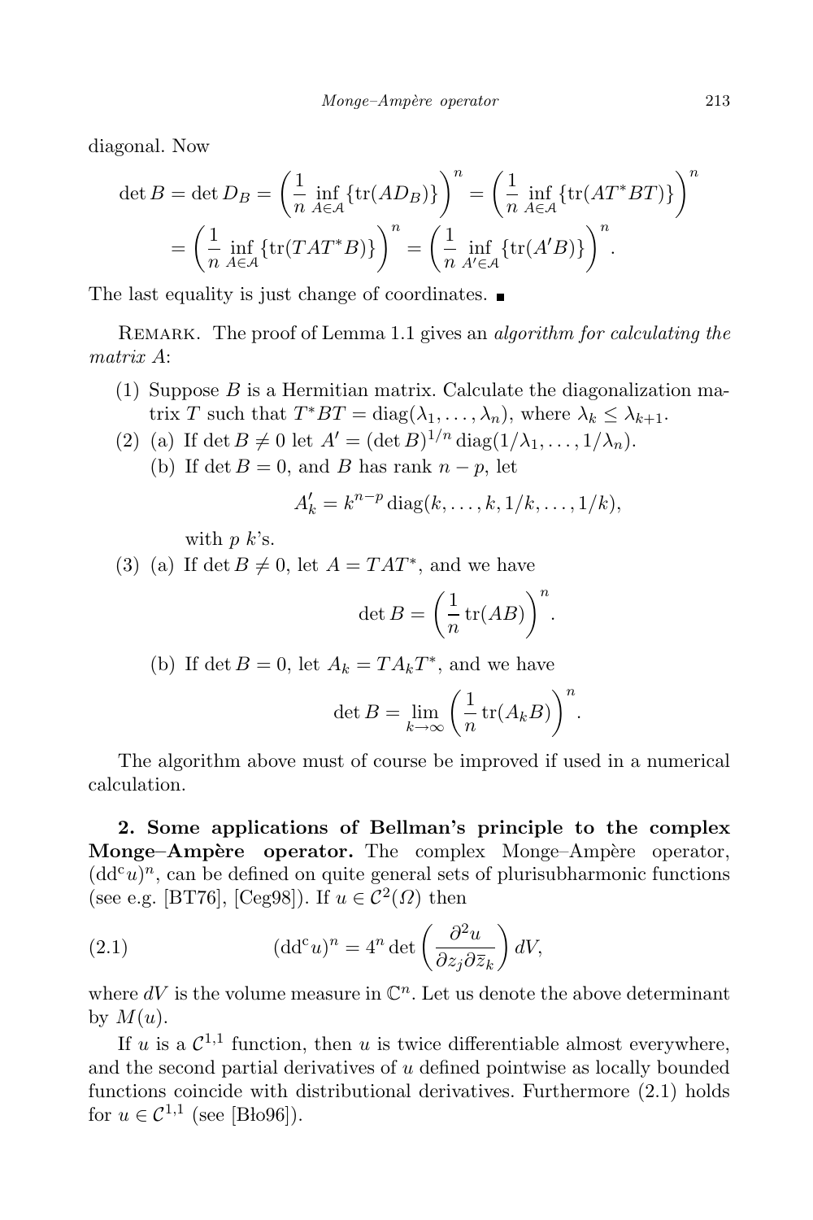diagonal. Now

$$\det B = \det D_B = \left(\frac{1}{n}\inf_{A\in\mathcal{A}}\{\operatorname{tr}(AD_B)\}\right)^n = \left(\frac{1}{n}\inf_{A\in\mathcal{A}}\{\operatorname{tr}(AT^*BT)\}\right)^n$$
$$= \left(\frac{1}{n}\inf_{A\in\mathcal{A}}\{\operatorname{tr}(TAT^*B)\}\right)^n = \left(\frac{1}{n}\inf_{A'\in\mathcal{A}}\{\operatorname{tr}(A'B)\}\right)^n.$$

The last equality is just change of coordinates. ∎

Remark. The proof of Lemma 1.1 gives an *algorithm for calculating the matrix A*:

(1) Suppose $B$ is a Hermitian matrix. Calculate the diagonalization matrix $T$ such that $T^*BT = \operatorname{diag}(\lambda_1, \dots, \lambda_n)$, where $\lambda_k \le \lambda_{k+1}$.

(2) (a) If $\det B \neq 0$ let $A' = (\det B)^{1/n} \operatorname{diag}(1/\lambda_1, \dots, 1/\lambda_n)$.

(b) If $\det B = 0$, and $B$ has rank $n-p$, let

$$A'_k = k^{n-p} \operatorname{diag}(k, \dots, k, 1/k, \dots, 1/k),$$

with $p$ $k$'s.

(3) (a) If $\det B \neq 0$, let $A = TAT^*$, and we have

$$\det B = \left(\frac{1}{n}\operatorname{tr}(AB)\right)^n.$$

(b) If $\det B = 0$, let $A_k = TA_kT^*$, and we have

$$\det B = \lim_{k\to\infty}\left(\frac{1}{n}\operatorname{tr}(A_kB)\right)^n.$$

The algorithm above must of course be improved if used in a numerical calculation.

**2. Some applications of Bellman's principle to the complex Monge–Ampère operator.** The complex Monge–Ampère operator, $(\mathrm{dd^c}u)^n$, can be defined on quite general sets of plurisubharmonic functions (see e.g. [BT76], [Ceg98]). If $u \in \mathcal{C}^2(\Omega)$ then

$$(\mathrm{dd^c}u)^n = 4^n \det\left(\frac{\partial^2 u}{\partial z_j \partial \bar{z}_k}\right) dV, \tag{2.1}$$

where $dV$ is the volume measure in $\mathbb{C}^n$. Let us denote the above determinant by $M(u)$.

If $u$ is a $\mathcal{C}^{1,1}$ function, then $u$ is twice differentiable almost everywhere, and the second partial derivatives of $u$ defined pointwise as locally bounded functions coincide with distributional derivatives. Furthermore (2.1) holds for $u \in \mathcal{C}^{1,1}$ (see [Bło96]).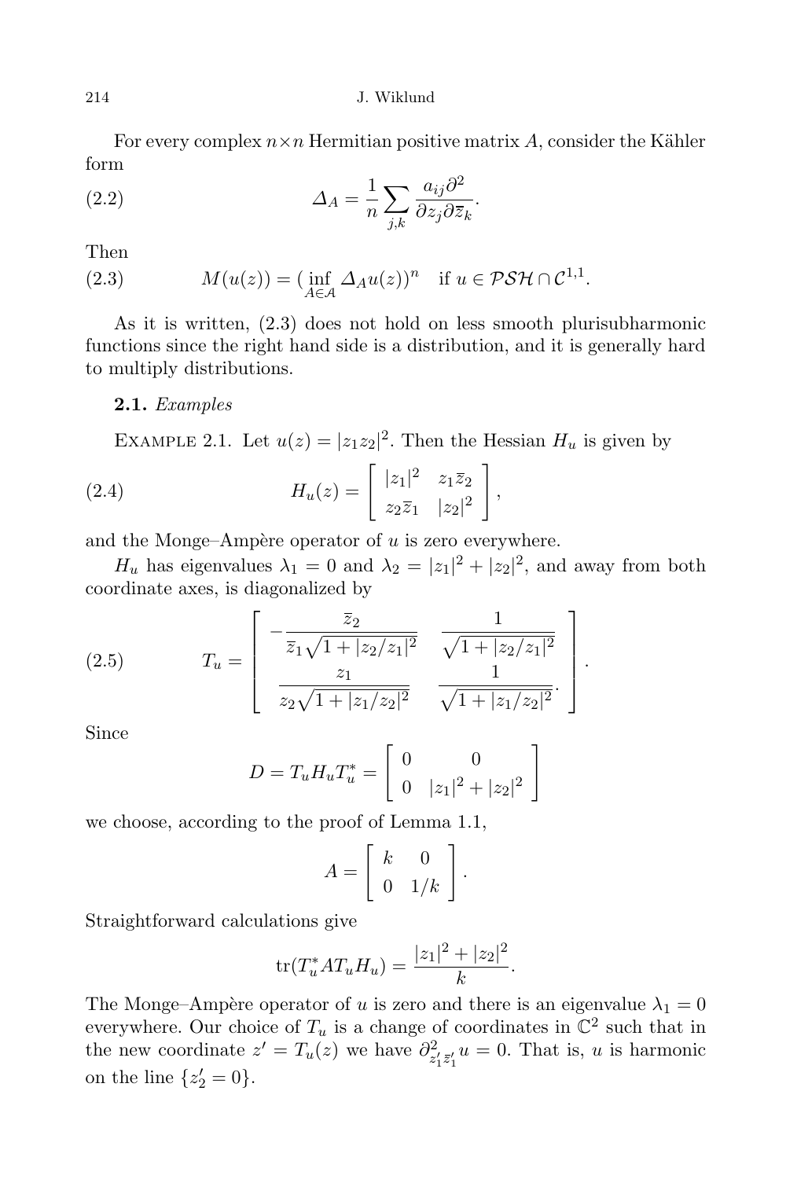For every complex $n\times n$ Hermitian positive matrix $A$, consider the Kähler form

$$\Delta_A = \frac{1}{n}\sum_{j,k}\frac{a_{ij}\partial^2}{\partial z_j \partial \overline{z}_k}. \tag{2.2}$$

Then

$$M(u(z)) = (\inf_{A\in\mathcal{A}} \Delta_A u(z))^n \quad \text{if } u\in \mathcal{PSH}\cap \mathcal{C}^{1,1}. \tag{2.3}$$

As it is written, (2.3) does not hold on less smooth plurisubharmonic functions since the right hand side is a distribution, and it is generally hard to multiply distributions.

**2.1.** *Examples*

Example 2.1. Let $u(z) = |z_1 z_2|^2$. Then the Hessian $H_u$ is given by

$$H_u(z) = \begin{bmatrix} |z_1|^2 & z_1\overline{z}_2 \\ z_2\overline{z}_1 & |z_2|^2 \end{bmatrix}, \tag{2.4}$$

and the Monge–Ampère operator of $u$ is zero everywhere.

$H_u$ has eigenvalues $\lambda_1 = 0$ and $\lambda_2 = |z_1|^2 + |z_2|^2$, and away from both coordinate axes, is diagonalized by

$$T_u = \begin{bmatrix} -\dfrac{\overline{z}_2}{\overline{z}_1\sqrt{1+|z_2/z_1|^2}} & \dfrac{1}{\sqrt{1+|z_2/z_1|^2}} \\ \dfrac{z_1}{z_2\sqrt{1+|z_1/z_2|^2}} & \dfrac{1}{\sqrt{1+|z_1/z_2|^2}}. \end{bmatrix}. \tag{2.5}$$

Since

$$D = T_u H_u T_u^* = \begin{bmatrix} 0 & 0 \\ 0 & |z_1|^2+|z_2|^2 \end{bmatrix}$$

we choose, according to the proof of Lemma 1.1,

$$A = \begin{bmatrix} k & 0 \\ 0 & 1/k \end{bmatrix}.$$

Straightforward calculations give

$$\operatorname{tr}(T_u^* A T_u H_u) = \frac{|z_1|^2+|z_2|^2}{k}.$$

The Monge–Ampère operator of $u$ is zero and there is an eigenvalue $\lambda_1 = 0$ everywhere. Our choice of $T_u$ is a change of coordinates in $\mathbb{C}^2$ such that in the new coordinate $z' = T_u(z)$ we have $\partial^2_{z_1'\overline{z}_1'} u = 0$. That is, $u$ is harmonic on the line $\{z_2' = 0\}$.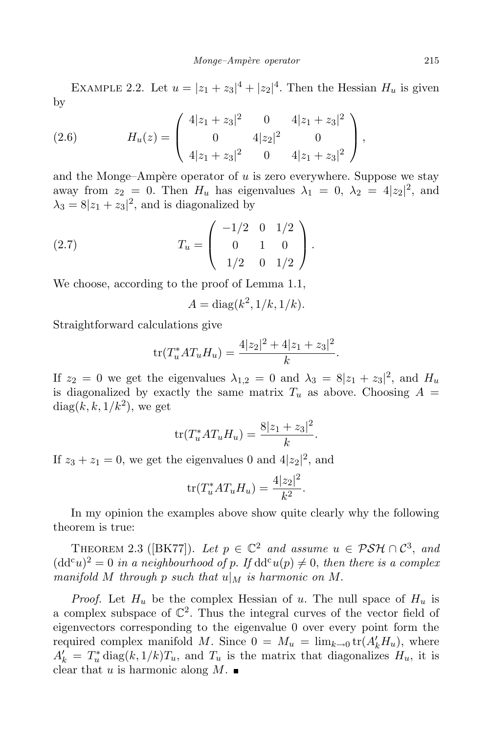EXAMPLE 2.2. Let $u = |z_1 + z_3|^4 + |z_2|^4$. Then the Hessian $H_u$ is given by

$$H_u(z) = \begin{pmatrix} 4|z_1+z_3|^2 & 0 & 4|z_1+z_3|^2 \\ 0 & 4|z_2|^2 & 0 \\ 4|z_1+z_3|^2 & 0 & 4|z_1+z_3|^2 \end{pmatrix}, \tag{2.6}$$

and the Monge–Ampère operator of $u$ is zero everywhere. Suppose we stay away from $z_2 = 0$. Then $H_u$ has eigenvalues $\lambda_1 = 0$, $\lambda_2 = 4|z_2|^2$, and $\lambda_3 = 8|z_1 + z_3|^2$, and is diagonalized by

$$T_u = \begin{pmatrix} -1/2 & 0 & 1/2 \\ 0 & 1 & 0 \\ 1/2 & 0 & 1/2 \end{pmatrix}. \tag{2.7}$$

We choose, according to the proof of Lemma 1.1,

$$A = \operatorname{diag}(k^2, 1/k, 1/k).$$

Straightforward calculations give

$$\operatorname{tr}(T_u^* A T_u H_u) = \frac{4|z_2|^2 + 4|z_1+z_3|^2}{k}.$$

If $z_2 = 0$ we get the eigenvalues $\lambda_{1,2} = 0$ and $\lambda_3 = 8|z_1 + z_3|^2$, and $H_u$ is diagonalized by exactly the same matrix $T_u$ as above. Choosing $A = \operatorname{diag}(k, k, 1/k^2)$, we get

$$\operatorname{tr}(T_u^* A T_u H_u) = \frac{8|z_1+z_3|^2}{k}.$$

If $z_3 + z_1 = 0$, we get the eigenvalues 0 and $4|z_2|^2$, and

$$\operatorname{tr}(T_u^* A T_u H_u) = \frac{4|z_2|^2}{k^2}.$$

In my opinion the examples above show quite clearly why the following theorem is true:

THEOREM 2.3 ([BK77]). *Let $p \in \mathbb{C}^2$ and assume $u \in \mathcal{PSH} \cap \mathcal{C}^3$, and $(\mathrm{dd}^c u)^2 = 0$ in a neighbourhood of $p$. If $\mathrm{dd}^c u(p) \neq 0$, then there is a complex manifold $M$ through $p$ such that $u|_M$ is harmonic on $M$.*

*Proof.* Let $H_u$ be the complex Hessian of $u$. The null space of $H_u$ is a complex subspace of $\mathbb{C}^2$. Thus the integral curves of the vector field of eigenvectors corresponding to the eigenvalue 0 over every point form the required complex manifold $M$. Since $0 = M_u = \lim_{k\to 0} \operatorname{tr}(A_k' H_u)$, where $A_k' = T_u^* \operatorname{diag}(k, 1/k) T_u$, and $T_u$ is the matrix that diagonalizes $H_u$, it is clear that $u$ is harmonic along $M$. ∎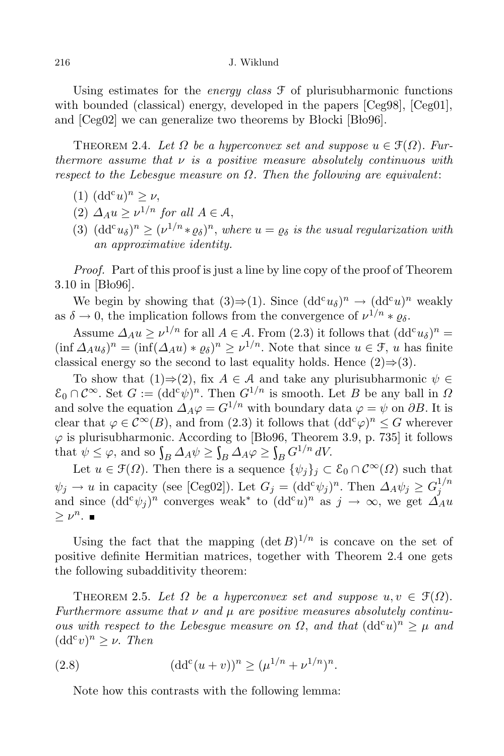Using estimates for the *energy class* $\mathcal{F}$ of plurisubharmonic functions with bounded (classical) energy, developed in the papers [Ceg98], [Ceg01], and [Ceg02] we can generalize two theorems by Błocki [Bło96].

THEOREM 2.4. *Let $\Omega$ be a hyperconvex set and suppose $u \in \mathcal{F}(\Omega)$. Furthermore assume that $\nu$ is a positive measure absolutely continuous with respect to the Lebesgue measure on $\Omega$. Then the following are equivalent*:

1. $(\mathrm{dd^c}u)^n \geq \nu$,
2. $\Delta_A u \geq \nu^{1/n}$ *for all* $A \in \mathcal{A}$,
3. $(\mathrm{dd^c}u_\delta)^n \geq (\nu^{1/n} * \varrho_\delta)^n$, *where $u = \varrho_\delta$ is the usual regularization with an approximative identity.*

*Proof.* Part of this proof is just a line by line copy of the proof of Theorem 3.10 in [Bło96].

We begin by showing that (3)⇒(1). Since $(\mathrm{dd^c}u_\delta)^n \to (\mathrm{dd^c}u)^n$ weakly as $\delta \to 0$, the implication follows from the convergence of $\nu^{1/n} * \varrho_\delta$.

Assume $\Delta_A u \geq \nu^{1/n}$ for all $A \in \mathcal{A}$. From (2.3) it follows that $(\mathrm{dd^c}u_\delta)^n = (\inf \Delta_A u_\delta)^n = (\inf(\Delta_A u) * \varrho_\delta)^n \geq \nu^{1/n}$. Note that since $u \in \mathcal{F}$, $u$ has finite classical energy so the second to last equality holds. Hence (2)⇒(3).

To show that (1)⇒(2), fix $A \in \mathcal{A}$ and take any plurisubharmonic $\psi \in \mathcal{E}_0 \cap \mathcal{C}^\infty$. Set $G := (\mathrm{dd^c}\psi)^n$. Then $G^{1/n}$ is smooth. Let $B$ be any ball in $\Omega$ and solve the equation $\Delta_A \varphi = G^{1/n}$ with boundary data $\varphi = \psi$ on $\partial B$. It is clear that $\varphi \in \mathcal{C}^\infty(B)$, and from (2.3) it follows that $(\mathrm{dd^c}\varphi)^n \leq G$ wherever $\varphi$ is plurisubharmonic. According to [Bło96, Theorem 3.9, p. 735] it follows that $\psi \leq \varphi$, and so $\int_B \Delta_A \psi \geq \int_B \Delta_A \varphi \geq \int_B G^{1/n}\, dV$.

Let $u \in \mathcal{F}(\Omega)$. Then there is a sequence $\{\psi_j\}_j \subset \mathcal{E}_0 \cap \mathcal{C}^\infty(\Omega)$ such that $\psi_j \to u$ in capacity (see [Ceg02]). Let $G_j = (\mathrm{dd^c}\psi_j)^n$. Then $\Delta_A \psi_j \geq G_j^{1/n}$ and since $(\mathrm{dd^c}\psi_j)^n$ converges weak* to $(\mathrm{dd^c}u)^n$ as $j \to \infty$, we get $\Delta_A u \geq \nu^n$. ∎

Using the fact that the mapping $(\det B)^{1/n}$ is concave on the set of positive definite Hermitian matrices, together with Theorem 2.4 one gets the following subadditivity theorem:

THEOREM 2.5. *Let $\Omega$ be a hyperconvex set and suppose $u, v \in \mathcal{F}(\Omega)$. Furthermore assume that $\nu$ and $\mu$ are positive measures absolutely continuous with respect to the Lebesgue measure on $\Omega$, and that $(\mathrm{dd^c}u)^n \geq \mu$ and $(\mathrm{dd^c}v)^n \geq \nu$. Then*

$$(\mathrm{dd^c}(u+v))^n \geq (\mu^{1/n} + \nu^{1/n})^n. \tag{2.8}$$

Note how this contrasts with the following lemma: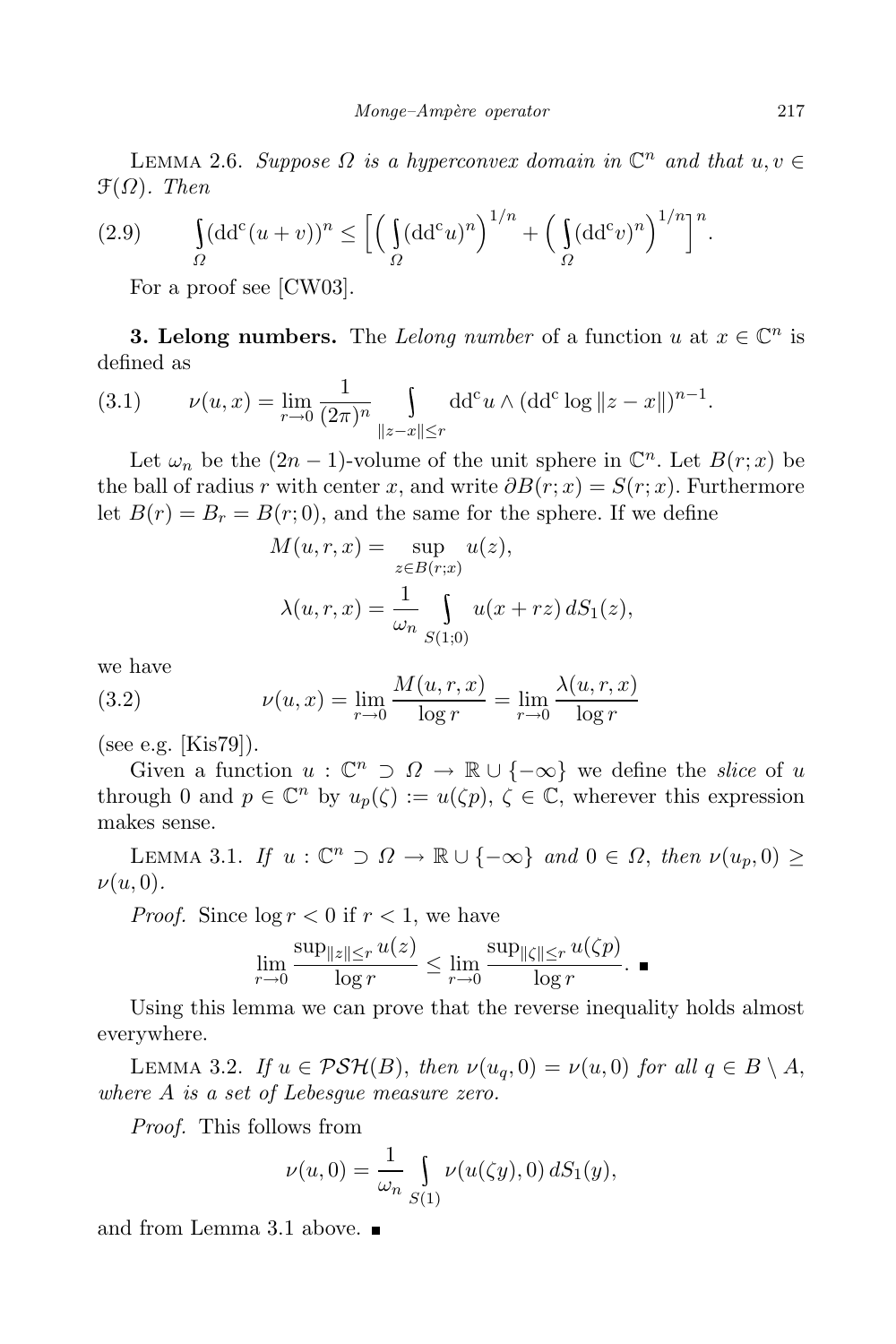LEMMA 2.6. *Suppose $\Omega$ is a hyperconvex domain in $\mathbb{C}^n$ and that $u, v \in \mathcal{F}(\Omega)$. Then*

$$\int_{\Omega} (\mathrm{dd^c}(u+v))^n \leq \Big[\Big(\int_{\Omega} (\mathrm{dd^c} u)^n\Big)^{1/n} + \Big(\int_{\Omega} (\mathrm{dd^c} v)^n\Big)^{1/n}\Big]^n. \tag{2.9}$$

For a proof see [CW03].

**3. Lelong numbers.** The *Lelong number* of a function $u$ at $x \in \mathbb{C}^n$ is defined as

$$\nu(u, x) = \lim_{r\to 0} \frac{1}{(2\pi)^n} \int_{\|z-x\|\leq r} \mathrm{dd^c} u \wedge (\mathrm{dd^c} \log \|z-x\|)^{n-1}. \tag{3.1}$$

Let $\omega_n$ be the $(2n-1)$-volume of the unit sphere in $\mathbb{C}^n$. Let $B(r; x)$ be the ball of radius $r$ with center $x$, and write $\partial B(r; x) = S(r; x)$. Furthermore let $B(r) = B_r = B(r; 0)$, and the same for the sphere. If we define

$$M(u, r, x) = \sup_{z\in B(r;x)} u(z),$$

$$\lambda(u, r, x) = \frac{1}{\omega_n} \int_{S(1;0)} u(x + rz)\, dS_1(z),$$

we have

$$\nu(u, x) = \lim_{r\to 0} \frac{M(u, r, x)}{\log r} = \lim_{r\to 0} \frac{\lambda(u, r, x)}{\log r} \tag{3.2}$$

(see e.g. [Kis79]).

Given a function $u : \mathbb{C}^n \supset \Omega \to \mathbb{R} \cup \{-\infty\}$ we define the *slice* of $u$ through 0 and $p \in \mathbb{C}^n$ by $u_p(\zeta) := u(\zeta p)$, $\zeta \in \mathbb{C}$, wherever this expression makes sense.

LEMMA 3.1. *If $u : \mathbb{C}^n \supset \Omega \to \mathbb{R} \cup \{-\infty\}$ and $0 \in \Omega$, then $\nu(u_p, 0) \geq \nu(u, 0)$.*

*Proof.* Since $\log r < 0$ if $r < 1$, we have

$$\lim_{r\to 0} \frac{\sup_{\|z\|\leq r} u(z)}{\log r} \leq \lim_{r\to 0} \frac{\sup_{\|\zeta\|\leq r} u(\zeta p)}{\log r}. \ \blacksquare$$

Using this lemma we can prove that the reverse inequality holds almost everywhere.

LEMMA 3.2. *If $u \in \mathcal{PSH}(B)$, then $\nu(u_q, 0) = \nu(u, 0)$ for all $q \in B \setminus A$, where $A$ is a set of Lebesgue measure zero.*

*Proof.* This follows from

$$\nu(u, 0) = \frac{1}{\omega_n} \int_{S(1)} \nu(u(\zeta y), 0)\, dS_1(y),$$

and from Lemma 3.1 above. $\blacksquare$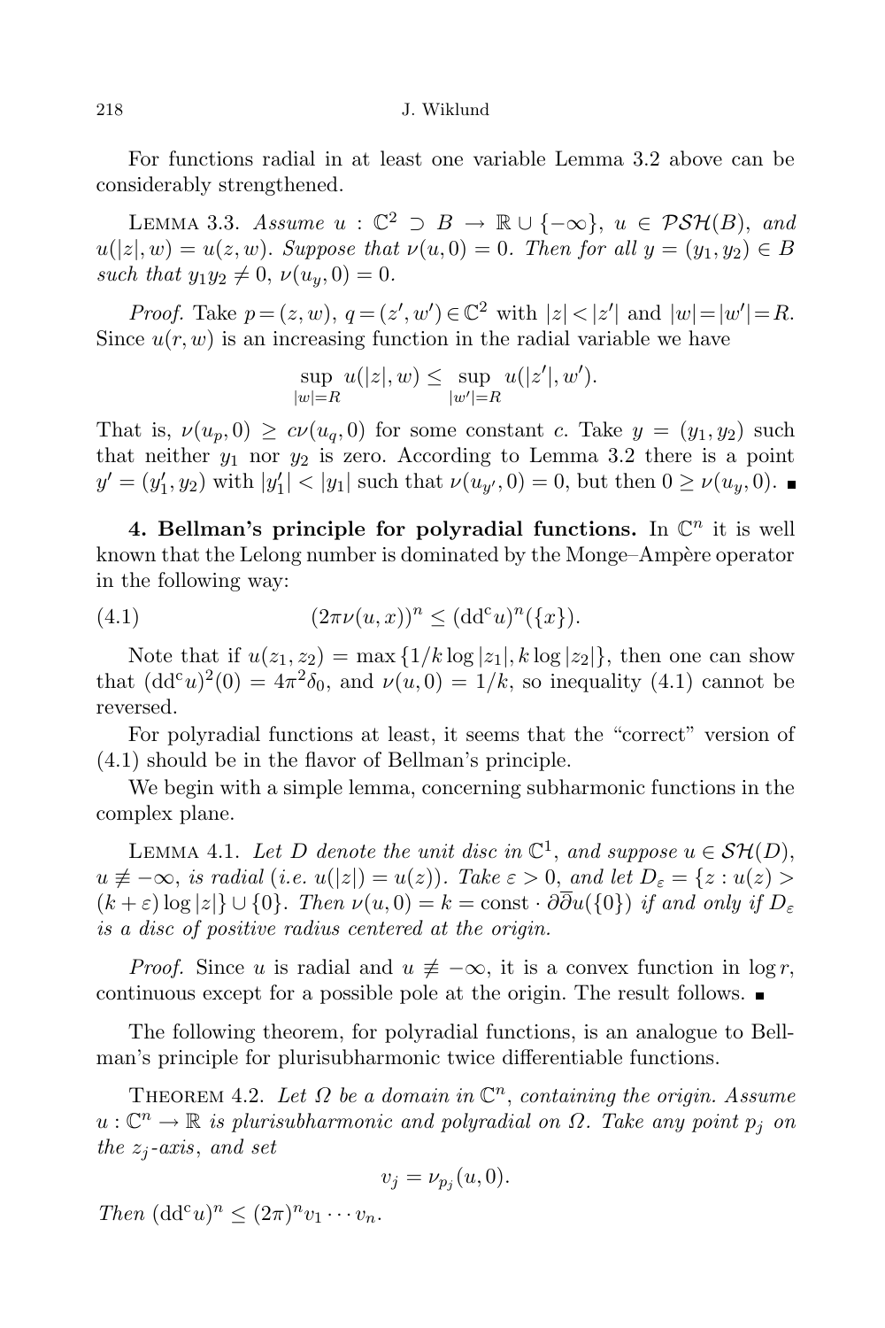For functions radial in at least one variable Lemma 3.2 above can be considerably strengthened.

Lemma 3.3. *Assume* $u : \mathbb{C}^2 \supset B \to \mathbb{R} \cup \{-\infty\}$, $u \in \mathcal{PSH}(B)$, *and* $u(|z|, w) = u(z, w)$. *Suppose that* $\nu(u, 0) = 0$. *Then for all* $y = (y_1, y_2) \in B$ *such that* $y_1 y_2 \neq 0$, $\nu(u_y, 0) = 0$.

*Proof.* Take $p = (z, w)$, $q = (z', w') \in \mathbb{C}^2$ with $|z| < |z'|$ and $|w| = |w'| = R$. Since $u(r, w)$ is an increasing function in the radial variable we have

$$\sup_{|w|=R} u(|z|, w) \leq \sup_{|w'|=R} u(|z'|, w').$$

That is, $\nu(u_p, 0) \geq c\nu(u_q, 0)$ for some constant $c$. Take $y = (y_1, y_2)$ such that neither $y_1$ nor $y_2$ is zero. According to Lemma 3.2 there is a point $y' = (y'_1, y_2)$ with $|y'_1| < |y_1|$ such that $\nu(u_{y'}, 0) = 0$, but then $0 \geq \nu(u_y, 0)$. ∎

**4. Bellman's principle for polyradial functions.** In $\mathbb{C}^n$ it is well known that the Lelong number is dominated by the Monge–Ampère operator in the following way:

$$(2\pi\nu(u, x))^n \leq (\mathrm{dd^c} u)^n(\{x\}). \tag{4.1}$$

Note that if $u(z_1, z_2) = \max\{1/k \log|z_1|, k \log|z_2|\}$, then one can show that $(\mathrm{dd^c} u)^2(0) = 4\pi^2\delta_0$, and $\nu(u, 0) = 1/k$, so inequality (4.1) cannot be reversed.

For polyradial functions at least, it seems that the "correct" version of (4.1) should be in the flavor of Bellman's principle.

We begin with a simple lemma, concerning subharmonic functions in the complex plane.

Lemma 4.1. *Let* $D$ *denote the unit disc in* $\mathbb{C}^1$, *and suppose* $u \in \mathcal{SH}(D)$, $u \not\equiv -\infty$, *is radial (i.e.* $u(|z|) = u(z)$*). Take* $\varepsilon > 0$, *and let* $D_\varepsilon = \{z : u(z) > (k + \varepsilon)\log|z|\} \cup \{0\}$. *Then* $\nu(u, 0) = k = \mathrm{const} \cdot \partial\overline{\partial} u(\{0\})$ *if and only if* $D_\varepsilon$ *is a disc of positive radius centered at the origin.*

*Proof.* Since $u$ is radial and $u \not\equiv -\infty$, it is a convex function in $\log r$, continuous except for a possible pole at the origin. The result follows. ∎

The following theorem, for polyradial functions, is an analogue to Bellman's principle for plurisubharmonic twice differentiable functions.

Theorem 4.2. *Let* $\Omega$ *be a domain in* $\mathbb{C}^n$, *containing the origin. Assume* $u : \mathbb{C}^n \to \mathbb{R}$ *is plurisubharmonic and polyradial on* $\Omega$. *Take any point* $p_j$ *on the* $z_j$*-axis, and set*

$$v_j = \nu_{p_j}(u, 0).$$

*Then* $(\mathrm{dd^c} u)^n \leq (2\pi)^n v_1 \cdots v_n$.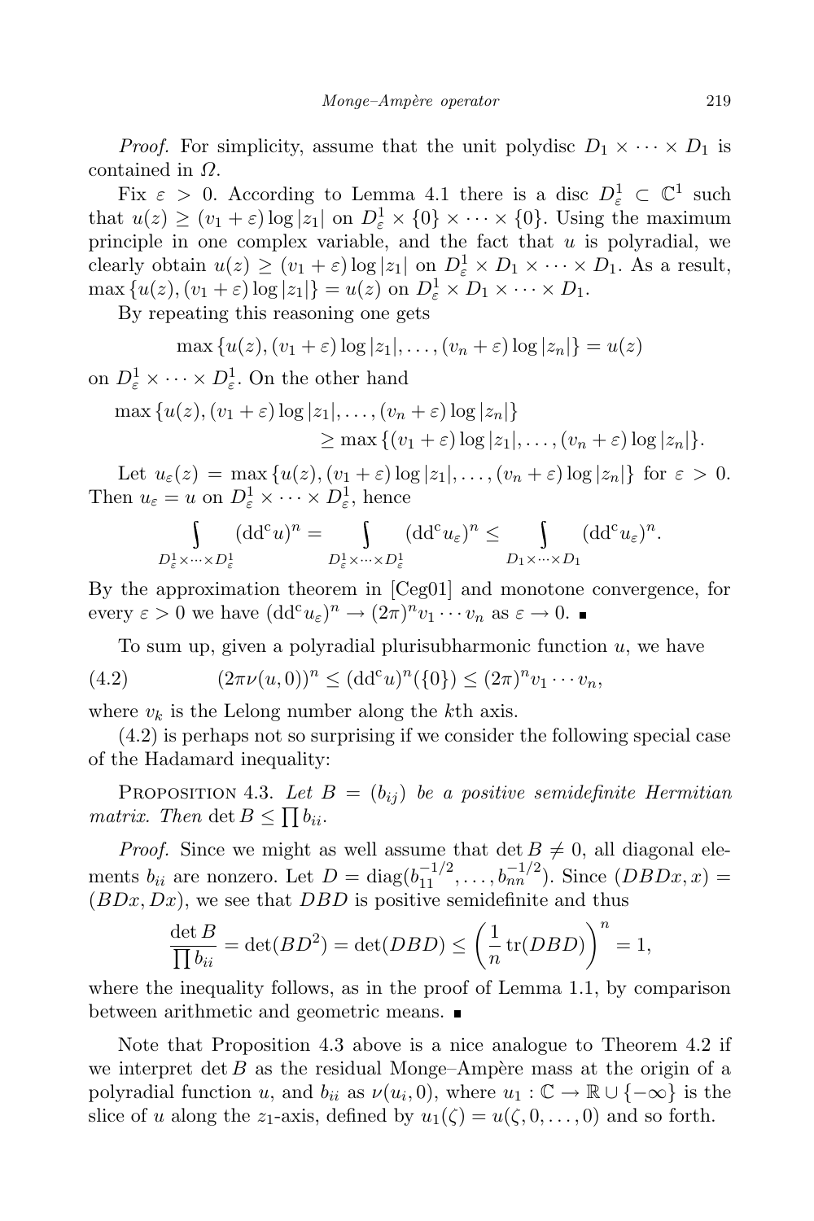*Proof.* For simplicity, assume that the unit polydisc $D_1 \times \cdots \times D_1$ is contained in $\Omega$.

Fix $\varepsilon > 0$. According to Lemma 4.1 there is a disc $D^1_\varepsilon \subset \mathbb{C}^1$ such that $u(z) \geq (v_1 + \varepsilon) \log |z_1|$ on $D^1_\varepsilon \times \{0\} \times \cdots \times \{0\}$. Using the maximum principle in one complex variable, and the fact that $u$ is polyradial, we clearly obtain $u(z) \geq (v_1 + \varepsilon) \log |z_1|$ on $D^1_\varepsilon \times D_1 \times \cdots \times D_1$. As a result, $\max\{u(z), (v_1 + \varepsilon) \log |z_1|\} = u(z)$ on $D^1_\varepsilon \times D_1 \times \cdots \times D_1$.

By repeating this reasoning one gets

$$\max\{u(z), (v_1 + \varepsilon) \log |z_1|, \ldots, (v_n + \varepsilon) \log |z_n|\} = u(z)$$

on $D^1_\varepsilon \times \cdots \times D^1_\varepsilon$. On the other hand

$$\max\{u(z), (v_1 + \varepsilon) \log |z_1|, \ldots, (v_n + \varepsilon) \log |z_n|\} \geq \max\{(v_1 + \varepsilon) \log |z_1|, \ldots, (v_n + \varepsilon) \log |z_n|\}.$$

Let $u_\varepsilon(z) = \max\{u(z), (v_1 + \varepsilon) \log |z_1|, \ldots, (v_n + \varepsilon) \log |z_n|\}$ for $\varepsilon > 0$. Then $u_\varepsilon = u$ on $D^1_\varepsilon \times \cdots \times D^1_\varepsilon$, hence

$$\int\limits_{D^1_\varepsilon \times \cdots \times D^1_\varepsilon} (dd^c u)^n = \int\limits_{D^1_\varepsilon \times \cdots \times D^1_\varepsilon} (dd^c u_\varepsilon)^n \leq \int\limits_{D_1 \times \cdots \times D_1} (dd^c u_\varepsilon)^n.$$

By the approximation theorem in [Ceg01] and monotone convergence, for every $\varepsilon > 0$ we have $(dd^c u_\varepsilon)^n \to (2\pi)^n v_1 \cdots v_n$ as $\varepsilon \to 0$. ∎

To sum up, given a polyradial plurisubharmonic function $u$, we have

$$(2\pi\nu(u, 0))^n \leq (dd^c u)^n(\{0\}) \leq (2\pi)^n v_1 \cdots v_n, \tag{4.2}$$

where $v_k$ is the Lelong number along the $k$th axis.

(4.2) is perhaps not so surprising if we consider the following special case of the Hadamard inequality:

Proposition 4.3. *Let $B = (b_{ij})$ be a positive semidefinite Hermitian matrix. Then $\det B \leq \prod b_{ii}$.*

*Proof.* Since we might as well assume that $\det B \neq 0$, all diagonal elements $b_{ii}$ are nonzero. Let $D = \operatorname{diag}(b_{11}^{-1/2}, \ldots, b_{nn}^{-1/2})$. Since $(DBDx, x) = (BDx, Dx)$, we see that $DBD$ is positive semidefinite and thus

$$\frac{\det B}{\prod b_{ii}} = \det(BD^2) = \det(DBD) \leq \left(\frac{1}{n} \operatorname{tr}(DBD)\right)^n = 1,$$

where the inequality follows, as in the proof of Lemma 1.1, by comparison between arithmetic and geometric means. ∎

Note that Proposition 4.3 above is a nice analogue to Theorem 4.2 if we interpret $\det B$ as the residual Monge–Ampère mass at the origin of a polyradial function $u$, and $b_{ii}$ as $\nu(u_i, 0)$, where $u_1 : \mathbb{C} \to \mathbb{R} \cup \{-\infty\}$ is the slice of $u$ along the $z_1$-axis, defined by $u_1(\zeta) = u(\zeta, 0, \ldots, 0)$ and so forth.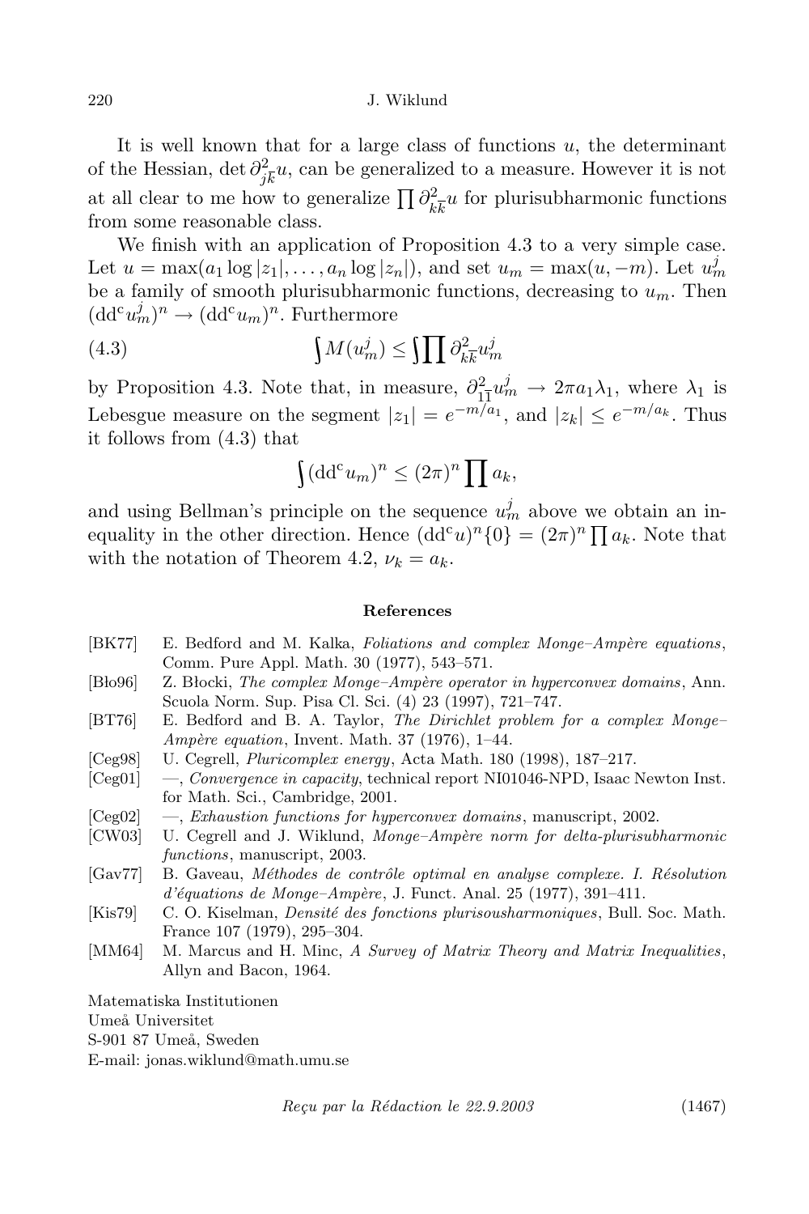It is well known that for a large class of functions $u$, the determinant of the Hessian, $\det \partial^2_{j\bar{k}} u$, can be generalized to a measure. However it is not at all clear to me how to generalize $\prod \partial^2_{k\bar{k}} u$ for plurisubharmonic functions from some reasonable class.

We finish with an application of Proposition 4.3 to a very simple case. Let $u = \max(a_1 \log|z_1|, \ldots, a_n \log|z_n|)$, and set $u_m = \max(u, -m)$. Let $u_m^j$ be a family of smooth plurisubharmonic functions, decreasing to $u_m$. Then $(\mathrm{dd^c} u_m^j)^n \to (\mathrm{dd^c} u_m)^n$. Furthermore

$$\int M(u_m^j) \le \int \prod \partial^2_{k\bar{k}} u_m^j \tag{4.3}$$

by Proposition 4.3. Note that, in measure, $\partial^2_{1\bar{1}} u_m^j \to 2\pi a_1 \lambda_1$, where $\lambda_1$ is Lebesgue measure on the segment $|z_1| = e^{-m/a_1}$, and $|z_k| \le e^{-m/a_k}$. Thus it follows from (4.3) that

$$\int (\mathrm{dd^c} u_m)^n \le (2\pi)^n \prod a_k,$$

and using Bellman's principle on the sequence $u_m^j$ above we obtain an inequality in the other direction. Hence $(\mathrm{dd^c} u)^n\{0\} = (2\pi)^n \prod a_k$. Note that with the notation of Theorem 4.2, $\nu_k = a_k$.

## References

[BK77] E. Bedford and M. Kalka, *Foliations and complex Monge–Ampère equations*, Comm. Pure Appl. Math. 30 (1977), 543–571.

[Bło96] Z. Błocki, *The complex Monge–Ampère operator in hyperconvex domains*, Ann. Scuola Norm. Sup. Pisa Cl. Sci. (4) 23 (1997), 721–747.

[BT76] E. Bedford and B. A. Taylor, *The Dirichlet problem for a complex Monge–Ampère equation*, Invent. Math. 37 (1976), 1–44.

[Ceg98] U. Cegrell, *Pluricomplex energy*, Acta Math. 180 (1998), 187–217.

[Ceg01] —, *Convergence in capacity*, technical report NI01046-NPD, Isaac Newton Inst. for Math. Sci., Cambridge, 2001.

[Ceg02] —, *Exhaustion functions for hyperconvex domains*, manuscript, 2002.

[CW03] U. Cegrell and J. Wiklund, *Monge–Ampère norm for delta-plurisubharmonic functions*, manuscript, 2003.

[Gav77] B. Gaveau, *Méthodes de contrôle optimal en analyse complexe. I. Résolution d'équations de Monge–Ampère*, J. Funct. Anal. 25 (1977), 391–411.

[Kis79] C. O. Kiselman, *Densité des fonctions plurisousharmoniques*, Bull. Soc. Math. France 107 (1979), 295–304.

[MM64] M. Marcus and H. Minc, *A Survey of Matrix Theory and Matrix Inequalities*, Allyn and Bacon, 1964.

Matematiska Institutionen
Umeå Universitet
S-901 87 Umeå, Sweden
E-mail: jonas.wiklund@math.umu.se

*Reçu par la Rédaction le 22.9.2003* (1467)